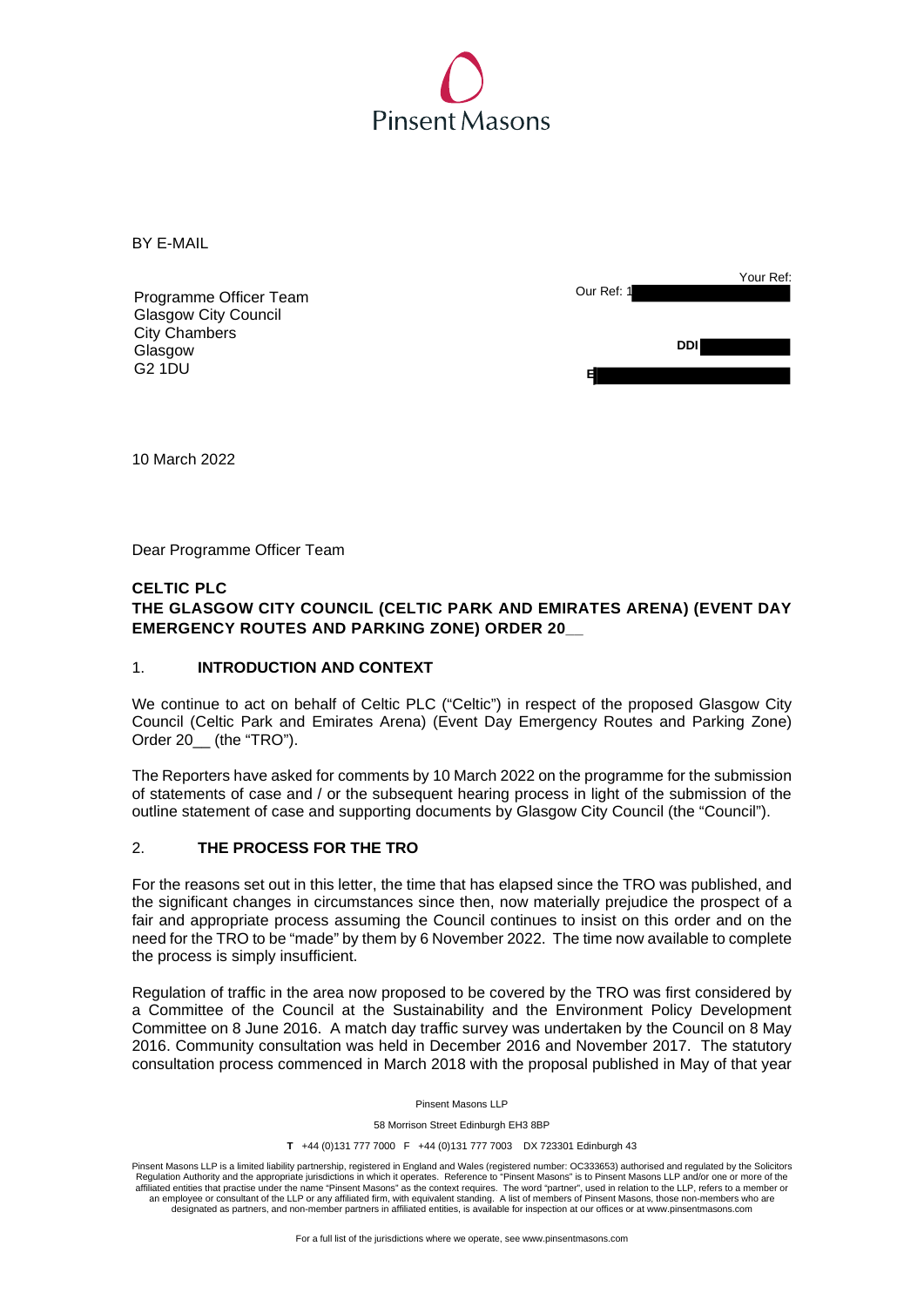Pinsent Masons

BY E-MAIL

Programme Officer Team
Glasgow City Council
City Chambers
Glasgow
G2 1DU

Your Ref:
Our Ref: 1

DDI

E

10 March 2022

Dear Programme Officer Team

**CELTIC PLC**
**THE GLASGOW CITY COUNCIL (CELTIC PARK AND EMIRATES ARENA) (EVENT DAY EMERGENCY ROUTES AND PARKING ZONE) ORDER 20__**

## 1. INTRODUCTION AND CONTEXT

We continue to act on behalf of Celtic PLC ("Celtic") in respect of the proposed Glasgow City Council (Celtic Park and Emirates Arena) (Event Day Emergency Routes and Parking Zone) Order 20__ (the "TRO").

The Reporters have asked for comments by 10 March 2022 on the programme for the submission of statements of case and / or the subsequent hearing process in light of the submission of the outline statement of case and supporting documents by Glasgow City Council (the "Council").

## 2. THE PROCESS FOR THE TRO

For the reasons set out in this letter, the time that has elapsed since the TRO was published, and the significant changes in circumstances since then, now materially prejudice the prospect of a fair and appropriate process assuming the Council continues to insist on this order and on the need for the TRO to be "made" by them by 6 November 2022. The time now available to complete the process is simply insufficient.

Regulation of traffic in the area now proposed to be covered by the TRO was first considered by a Committee of the Council at the Sustainability and the Environment Policy Development Committee on 8 June 2016. A match day traffic survey was undertaken by the Council on 8 May 2016. Community consultation was held in December 2016 and November 2017. The statutory consultation process commenced in March 2018 with the proposal published in May of that year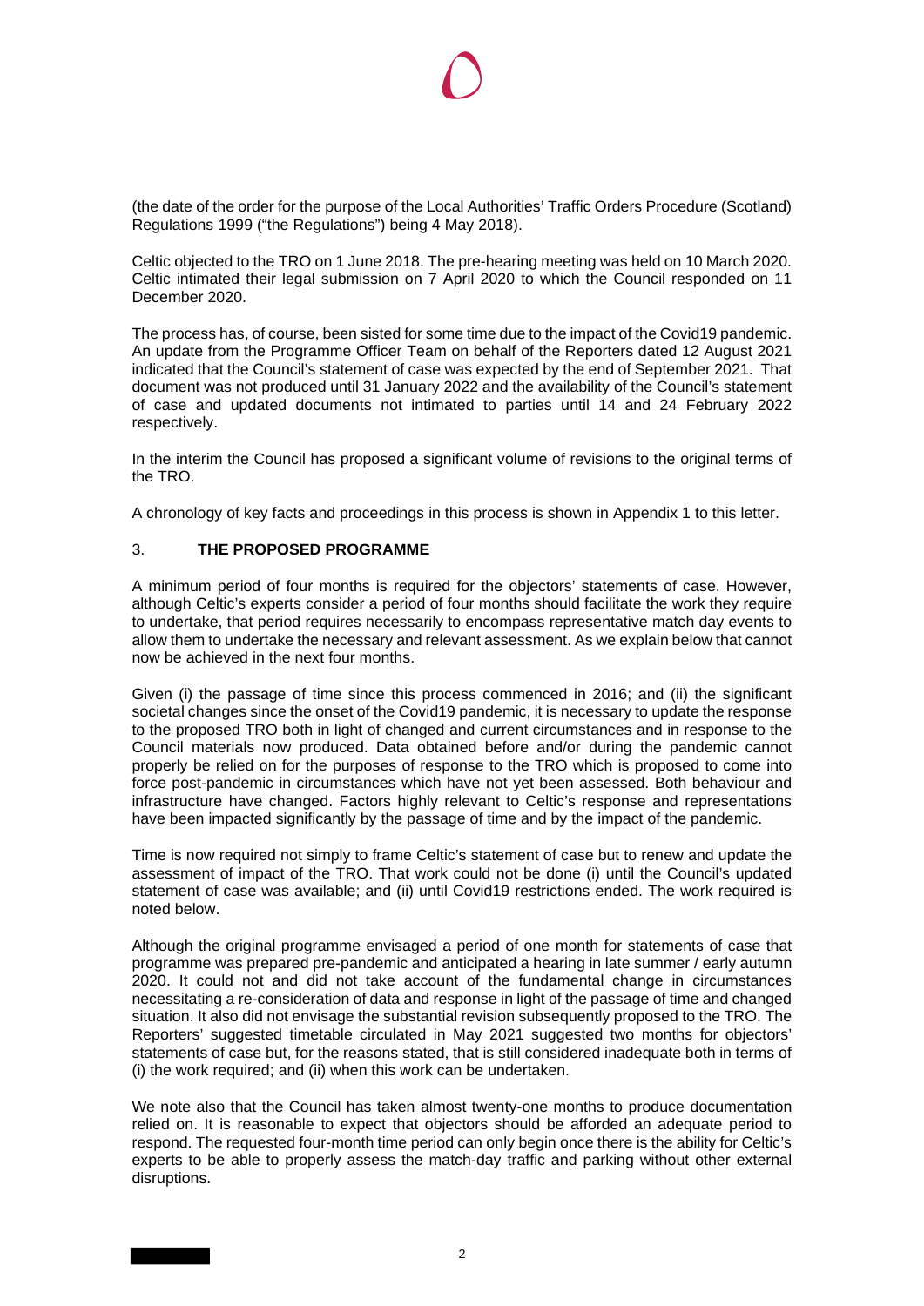(the date of the order for the purpose of the Local Authorities' Traffic Orders Procedure (Scotland) Regulations 1999 ("the Regulations") being 4 May 2018).

Celtic objected to the TRO on 1 June 2018. The pre-hearing meeting was held on 10 March 2020. Celtic intimated their legal submission on 7 April 2020 to which the Council responded on 11 December 2020.

The process has, of course, been sisted for some time due to the impact of the Covid19 pandemic. An update from the Programme Officer Team on behalf of the Reporters dated 12 August 2021 indicated that the Council's statement of case was expected by the end of September 2021. That document was not produced until 31 January 2022 and the availability of the Council's statement of case and updated documents not intimated to parties until 14 and 24 February 2022 respectively.

In the interim the Council has proposed a significant volume of revisions to the original terms of the TRO.

A chronology of key facts and proceedings in this process is shown in Appendix 1 to this letter.

## 3. THE PROPOSED PROGRAMME

A minimum period of four months is required for the objectors' statements of case. However, although Celtic's experts consider a period of four months should facilitate the work they require to undertake, that period requires necessarily to encompass representative match day events to allow them to undertake the necessary and relevant assessment. As we explain below that cannot now be achieved in the next four months.

Given (i) the passage of time since this process commenced in 2016; and (ii) the significant societal changes since the onset of the Covid19 pandemic, it is necessary to update the response to the proposed TRO both in light of changed and current circumstances and in response to the Council materials now produced. Data obtained before and/or during the pandemic cannot properly be relied on for the purposes of response to the TRO which is proposed to come into force post-pandemic in circumstances which have not yet been assessed. Both behaviour and infrastructure have changed. Factors highly relevant to Celtic's response and representations have been impacted significantly by the passage of time and by the impact of the pandemic.

Time is now required not simply to frame Celtic's statement of case but to renew and update the assessment of impact of the TRO. That work could not be done (i) until the Council's updated statement of case was available; and (ii) until Covid19 restrictions ended. The work required is noted below.

Although the original programme envisaged a period of one month for statements of case that programme was prepared pre-pandemic and anticipated a hearing in late summer / early autumn 2020. It could not and did not take account of the fundamental change in circumstances necessitating a re-consideration of data and response in light of the passage of time and changed situation. It also did not envisage the substantial revision subsequently proposed to the TRO. The Reporters' suggested timetable circulated in May 2021 suggested two months for objectors' statements of case but, for the reasons stated, that is still considered inadequate both in terms of (i) the work required; and (ii) when this work can be undertaken.

We note also that the Council has taken almost twenty-one months to produce documentation relied on. It is reasonable to expect that objectors should be afforded an adequate period to respond. The requested four-month time period can only begin once there is the ability for Celtic's experts to be able to properly assess the match-day traffic and parking without other external disruptions.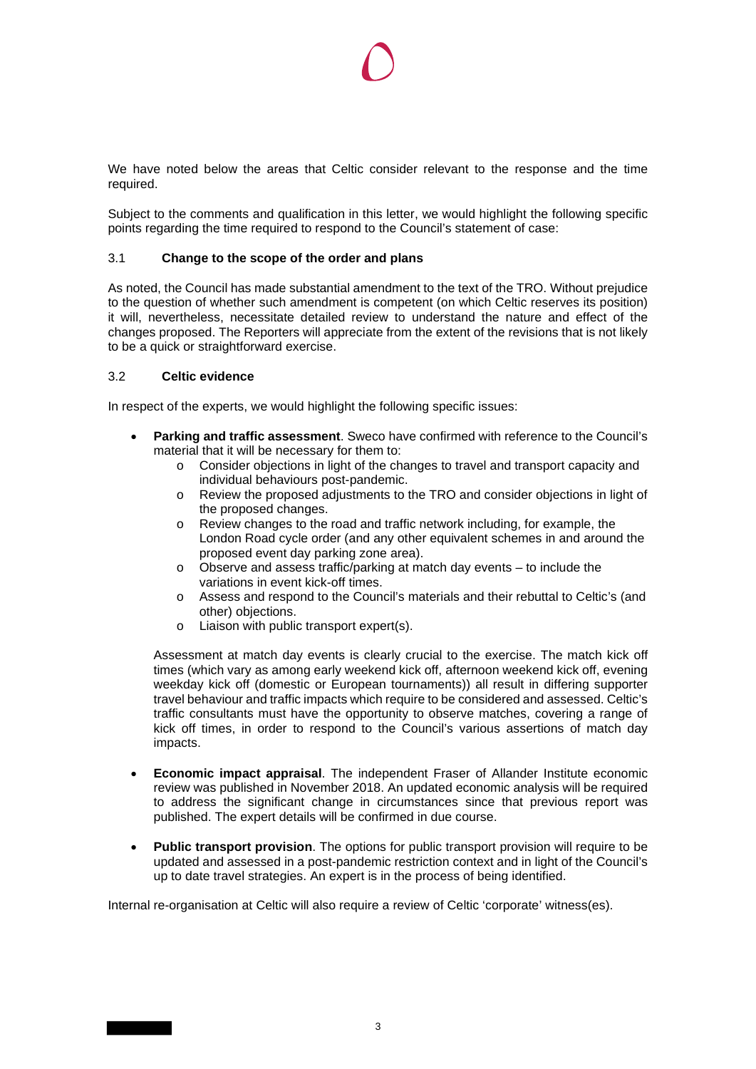We have noted below the areas that Celtic consider relevant to the response and the time required.

Subject to the comments and qualification in this letter, we would highlight the following specific points regarding the time required to respond to the Council's statement of case:

### 3.1 Change to the scope of the order and plans

As noted, the Council has made substantial amendment to the text of the TRO. Without prejudice to the question of whether such amendment is competent (on which Celtic reserves its position) it will, nevertheless, necessitate detailed review to understand the nature and effect of the changes proposed. The Reporters will appreciate from the extent of the revisions that is not likely to be a quick or straightforward exercise.

### 3.2 Celtic evidence

In respect of the experts, we would highlight the following specific issues:

- **Parking and traffic assessment**. Sweco have confirmed with reference to the Council's material that it will be necessary for them to:
  - Consider objections in light of the changes to travel and transport capacity and individual behaviours post-pandemic.
  - Review the proposed adjustments to the TRO and consider objections in light of the proposed changes.
  - Review changes to the road and traffic network including, for example, the London Road cycle order (and any other equivalent schemes in and around the proposed event day parking zone area).
  - Observe and assess traffic/parking at match day events – to include the variations in event kick-off times.
  - Assess and respond to the Council's materials and their rebuttal to Celtic's (and other) objections.
  - Liaison with public transport expert(s).

  Assessment at match day events is clearly crucial to the exercise. The match kick off times (which vary as among early weekend kick off, afternoon weekend kick off, evening weekday kick off (domestic or European tournaments)) all result in differing supporter travel behaviour and traffic impacts which require to be considered and assessed. Celtic's traffic consultants must have the opportunity to observe matches, covering a range of kick off times, in order to respond to the Council's various assertions of match day impacts.

- **Economic impact appraisal**. The independent Fraser of Allander Institute economic review was published in November 2018. An updated economic analysis will be required to address the significant change in circumstances since that previous report was published. The expert details will be confirmed in due course.

- **Public transport provision**. The options for public transport provision will require to be updated and assessed in a post-pandemic restriction context and in light of the Council's up to date travel strategies. An expert is in the process of being identified.

Internal re-organisation at Celtic will also require a review of Celtic 'corporate' witness(es).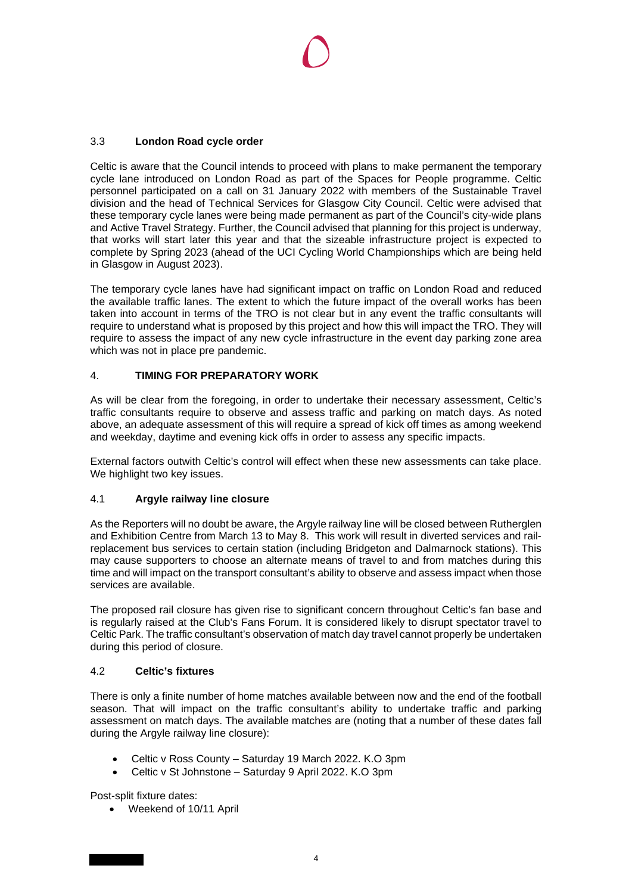### 3.3 London Road cycle order

Celtic is aware that the Council intends to proceed with plans to make permanent the temporary cycle lane introduced on London Road as part of the Spaces for People programme. Celtic personnel participated on a call on 31 January 2022 with members of the Sustainable Travel division and the head of Technical Services for Glasgow City Council. Celtic were advised that these temporary cycle lanes were being made permanent as part of the Council's city-wide plans and Active Travel Strategy. Further, the Council advised that planning for this project is underway, that works will start later this year and that the sizeable infrastructure project is expected to complete by Spring 2023 (ahead of the UCI Cycling World Championships which are being held in Glasgow in August 2023).

The temporary cycle lanes have had significant impact on traffic on London Road and reduced the available traffic lanes. The extent to which the future impact of the overall works has been taken into account in terms of the TRO is not clear but in any event the traffic consultants will require to understand what is proposed by this project and how this will impact the TRO. They will require to assess the impact of any new cycle infrastructure in the event day parking zone area which was not in place pre pandemic.

## 4. TIMING FOR PREPARATORY WORK

As will be clear from the foregoing, in order to undertake their necessary assessment, Celtic's traffic consultants require to observe and assess traffic and parking on match days. As noted above, an adequate assessment of this will require a spread of kick off times as among weekend and weekday, daytime and evening kick offs in order to assess any specific impacts.

External factors outwith Celtic's control will effect when these new assessments can take place. We highlight two key issues.

### 4.1 Argyle railway line closure

As the Reporters will no doubt be aware, the Argyle railway line will be closed between Rutherglen and Exhibition Centre from March 13 to May 8. This work will result in diverted services and rail-replacement bus services to certain station (including Bridgeton and Dalmarnock stations). This may cause supporters to choose an alternate means of travel to and from matches during this time and will impact on the transport consultant's ability to observe and assess impact when those services are available.

The proposed rail closure has given rise to significant concern throughout Celtic's fan base and is regularly raised at the Club's Fans Forum. It is considered likely to disrupt spectator travel to Celtic Park. The traffic consultant's observation of match day travel cannot properly be undertaken during this period of closure.

### 4.2 Celtic's fixtures

There is only a finite number of home matches available between now and the end of the football season. That will impact on the traffic consultant's ability to undertake traffic and parking assessment on match days. The available matches are (noting that a number of these dates fall during the Argyle railway line closure):

- Celtic v Ross County – Saturday 19 March 2022. K.O 3pm
- Celtic v St Johnstone – Saturday 9 April 2022. K.O 3pm

Post-split fixture dates:

- Weekend of 10/11 April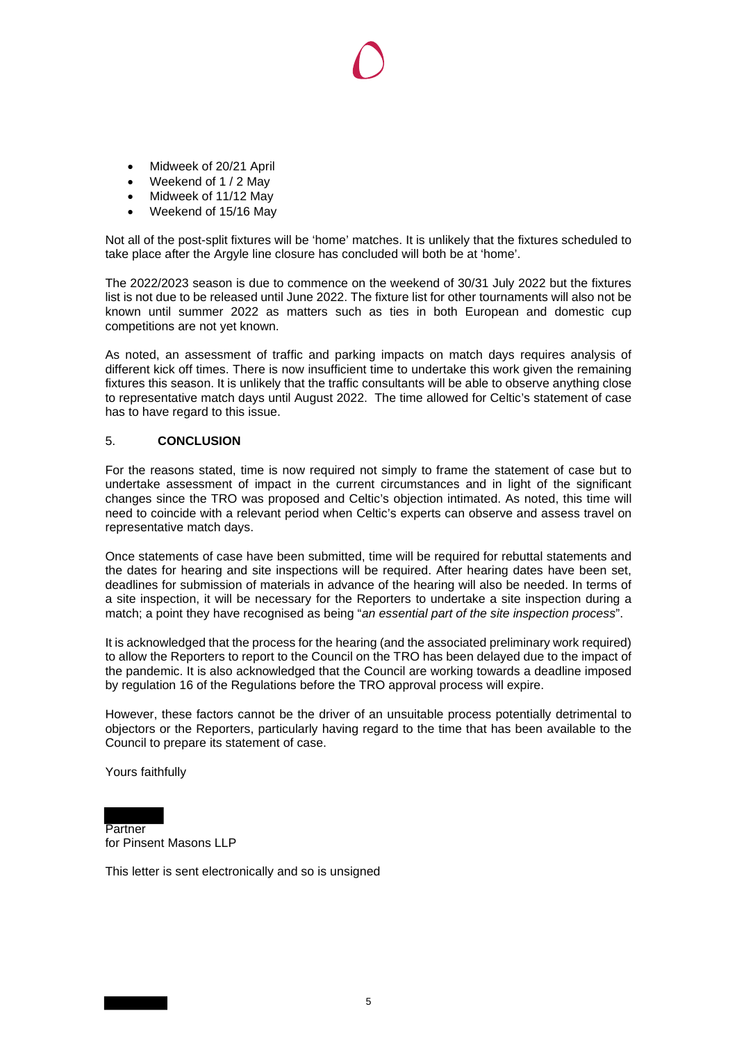- Midweek of 20/21 April
- Weekend of 1 / 2 May
- Midweek of 11/12 May
- Weekend of 15/16 May

Not all of the post-split fixtures will be 'home' matches. It is unlikely that the fixtures scheduled to take place after the Argyle line closure has concluded will both be at 'home'.

The 2022/2023 season is due to commence on the weekend of 30/31 July 2022 but the fixtures list is not due to be released until June 2022. The fixture list for other tournaments will also not be known until summer 2022 as matters such as ties in both European and domestic cup competitions are not yet known.

As noted, an assessment of traffic and parking impacts on match days requires analysis of different kick off times. There is now insufficient time to undertake this work given the remaining fixtures this season. It is unlikely that the traffic consultants will be able to observe anything close to representative match days until August 2022. The time allowed for Celtic's statement of case has to have regard to this issue.

## 5. CONCLUSION

For the reasons stated, time is now required not simply to frame the statement of case but to undertake assessment of impact in the current circumstances and in light of the significant changes since the TRO was proposed and Celtic's objection intimated. As noted, this time will need to coincide with a relevant period when Celtic's experts can observe and assess travel on representative match days.

Once statements of case have been submitted, time will be required for rebuttal statements and the dates for hearing and site inspections will be required. After hearing dates have been set, deadlines for submission of materials in advance of the hearing will also be needed. In terms of a site inspection, it will be necessary for the Reporters to undertake a site inspection during a match; a point they have recognised as being "*an essential part of the site inspection process*".

It is acknowledged that the process for the hearing (and the associated preliminary work required) to allow the Reporters to report to the Council on the TRO has been delayed due to the impact of the pandemic. It is also acknowledged that the Council are working towards a deadline imposed by regulation 16 of the Regulations before the TRO approval process will expire.

However, these factors cannot be the driver of an unsuitable process potentially detrimental to objectors or the Reporters, particularly having regard to the time that has been available to the Council to prepare its statement of case.

Yours faithfully

Partner
for Pinsent Masons LLP

This letter is sent electronically and so is unsigned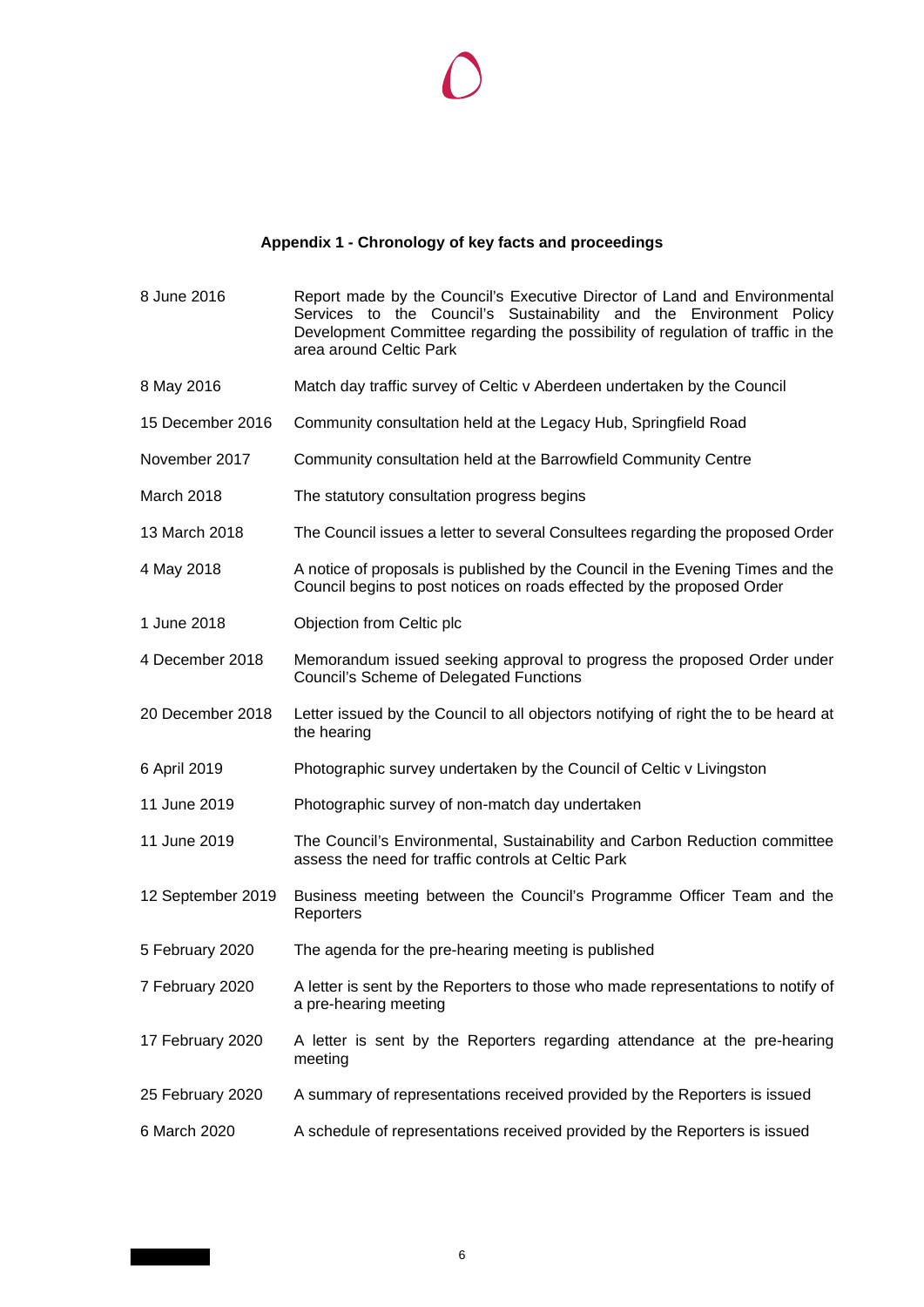### Appendix 1 - Chronology of key facts and proceedings

| | |
|---|---|
| 8 June 2016 | Report made by the Council's Executive Director of Land and Environmental Services to the Council's Sustainability and the Environment Policy Development Committee regarding the possibility of regulation of traffic in the area around Celtic Park |
| 8 May 2016 | Match day traffic survey of Celtic v Aberdeen undertaken by the Council |
| 15 December 2016 | Community consultation held at the Legacy Hub, Springfield Road |
| November 2017 | Community consultation held at the Barrowfield Community Centre |
| March 2018 | The statutory consultation progress begins |
| 13 March 2018 | The Council issues a letter to several Consultees regarding the proposed Order |
| 4 May 2018 | A notice of proposals is published by the Council in the Evening Times and the Council begins to post notices on roads effected by the proposed Order |
| 1 June 2018 | Objection from Celtic plc |
| 4 December 2018 | Memorandum issued seeking approval to progress the proposed Order under Council's Scheme of Delegated Functions |
| 20 December 2018 | Letter issued by the Council to all objectors notifying of right the to be heard at the hearing |
| 6 April 2019 | Photographic survey undertaken by the Council of Celtic v Livingston |
| 11 June 2019 | Photographic survey of non-match day undertaken |
| 11 June 2019 | The Council's Environmental, Sustainability and Carbon Reduction committee assess the need for traffic controls at Celtic Park |
| 12 September 2019 | Business meeting between the Council's Programme Officer Team and the Reporters |
| 5 February 2020 | The agenda for the pre-hearing meeting is published |
| 7 February 2020 | A letter is sent by the Reporters to those who made representations to notify of a pre-hearing meeting |
| 17 February 2020 | A letter is sent by the Reporters regarding attendance at the pre-hearing meeting |
| 25 February 2020 | A summary of representations received provided by the Reporters is issued |
| 6 March 2020 | A schedule of representations received provided by the Reporters is issued |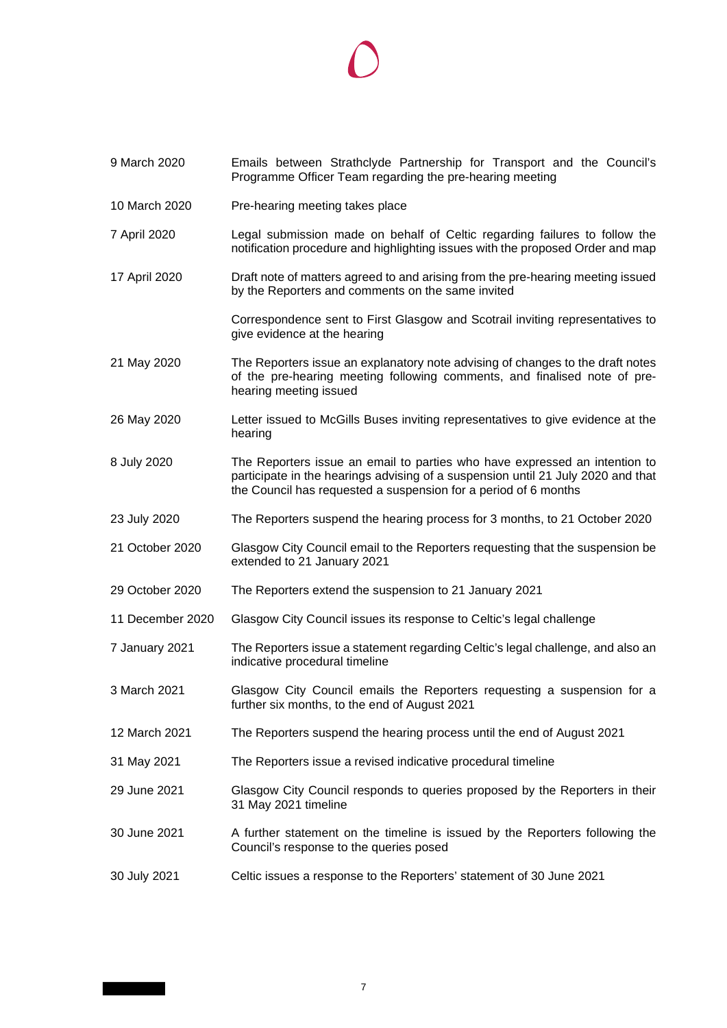| | |
|---|---|
| 9 March 2020 | Emails between Strathclyde Partnership for Transport and the Council's Programme Officer Team regarding the pre-hearing meeting |
| 10 March 2020 | Pre-hearing meeting takes place |
| 7 April 2020 | Legal submission made on behalf of Celtic regarding failures to follow the notification procedure and highlighting issues with the proposed Order and map |
| 17 April 2020 | Draft note of matters agreed to and arising from the pre-hearing meeting issued by the Reporters and comments on the same invited |
| | Correspondence sent to First Glasgow and Scotrail inviting representatives to give evidence at the hearing |
| 21 May 2020 | The Reporters issue an explanatory note advising of changes to the draft notes of the pre-hearing meeting following comments, and finalised note of pre-hearing meeting issued |
| 26 May 2020 | Letter issued to McGills Buses inviting representatives to give evidence at the hearing |
| 8 July 2020 | The Reporters issue an email to parties who have expressed an intention to participate in the hearings advising of a suspension until 21 July 2020 and that the Council has requested a suspension for a period of 6 months |
| 23 July 2020 | The Reporters suspend the hearing process for 3 months, to 21 October 2020 |
| 21 October 2020 | Glasgow City Council email to the Reporters requesting that the suspension be extended to 21 January 2021 |
| 29 October 2020 | The Reporters extend the suspension to 21 January 2021 |
| 11 December 2020 | Glasgow City Council issues its response to Celtic's legal challenge |
| 7 January 2021 | The Reporters issue a statement regarding Celtic's legal challenge, and also an indicative procedural timeline |
| 3 March 2021 | Glasgow City Council emails the Reporters requesting a suspension for a further six months, to the end of August 2021 |
| 12 March 2021 | The Reporters suspend the hearing process until the end of August 2021 |
| 31 May 2021 | The Reporters issue a revised indicative procedural timeline |
| 29 June 2021 | Glasgow City Council responds to queries proposed by the Reporters in their 31 May 2021 timeline |
| 30 June 2021 | A further statement on the timeline is issued by the Reporters following the Council's response to the queries posed |
| 30 July 2021 | Celtic issues a response to the Reporters' statement of 30 June 2021 |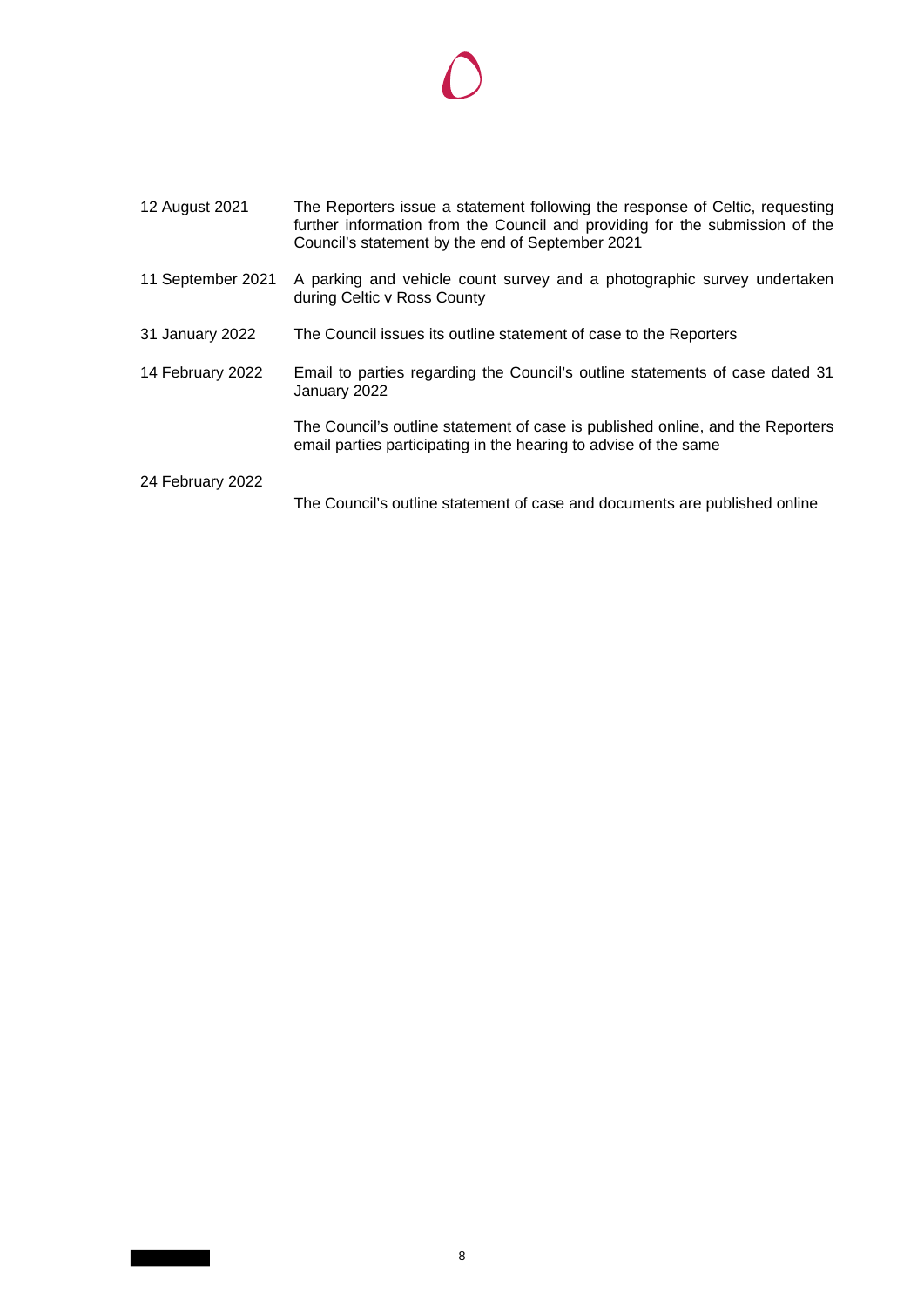| | |
|---|---|
| 12 August 2021 | The Reporters issue a statement following the response of Celtic, requesting further information from the Council and providing for the submission of the Council's statement by the end of September 2021 |
| 11 September 2021 | A parking and vehicle count survey and a photographic survey undertaken during Celtic v Ross County |
| 31 January 2022 | The Council issues its outline statement of case to the Reporters |
| 14 February 2022 | Email to parties regarding the Council's outline statements of case dated 31 January 2022 |
| | The Council's outline statement of case is published online, and the Reporters email parties participating in the hearing to advise of the same |
| 24 February 2022 | The Council's outline statement of case and documents are published online |